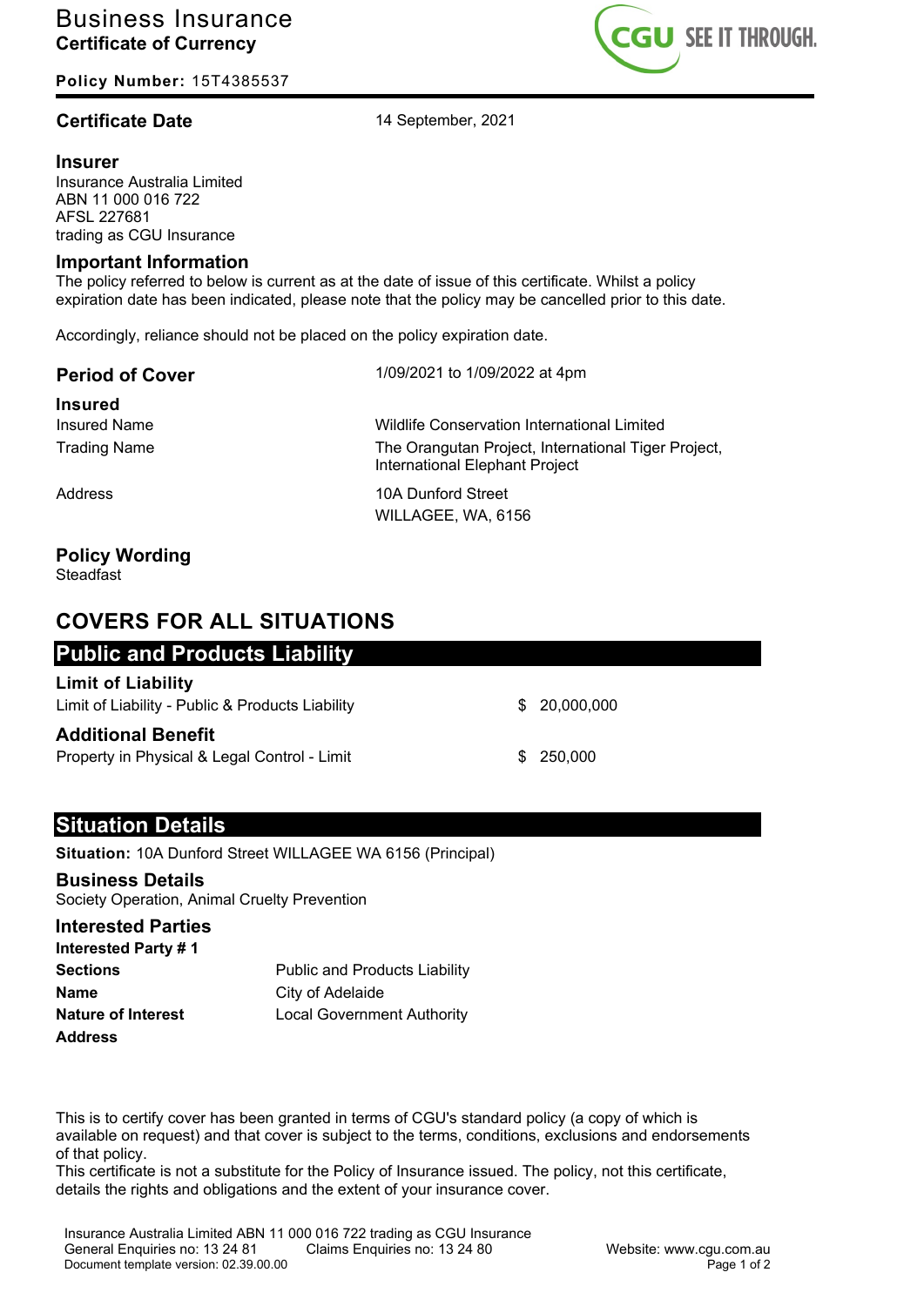# Business Insurance
## Certificate of Currency

**Policy Number:** 15T4385537

CGU SEE IT THROUGH.

**Certificate Date** 14 September, 2021

### Insurer

Insurance Australia Limited
ABN 11 000 016 722
AFSL 227681
trading as CGU Insurance

### Important Information

The policy referred to below is current as at the date of issue of this certificate. Whilst a policy expiration date has been indicated, please note that the policy may be cancelled prior to this date.

Accordingly, reliance should not be placed on the policy expiration date.

**Period of Cover** 1/09/2021 to 1/09/2022 at 4pm

### Insured

| | |
|---|---|
| Insured Name | Wildlife Conservation International Limited |
| Trading Name | The Orangutan Project, International Tiger Project, International Elephant Project |
| Address | 10A Dunford Street<br>WILLAGEE, WA, 6156 |

### Policy Wording

Steadfast

## COVERS FOR ALL SITUATIONS

### Public and Products Liability

**Limit of Liability**

| | |
|---|---|
| Limit of Liability - Public & Products Liability | $ 20,000,000 |

**Additional Benefit**

| | |
|---|---|
| Property in Physical & Legal Control - Limit | $ 250,000 |

### Situation Details

**Situation:** 10A Dunford Street WILLAGEE WA 6156 (Principal)

**Business Details**

Society Operation, Animal Cruelty Prevention

**Interested Parties**

**Interested Party # 1**

| | |
|---|---|
| **Sections** | Public and Products Liability |
| **Name** | City of Adelaide |
| **Nature of Interest** | Local Government Authority |
| **Address** | |

This is to certify cover has been granted in terms of CGU's standard policy (a copy of which is available on request) and that cover is subject to the terms, conditions, exclusions and endorsements of that policy.
This certificate is not a substitute for the Policy of Insurance issued. The policy, not this certificate, details the rights and obligations and the extent of your insurance cover.

Insurance Australia Limited ABN 11 000 016 722 trading as CGU Insurance
General Enquiries no: 13 24 81 Claims Enquiries no: 13 24 80 Website: www.cgu.com.au
Document template version: 02.39.00.00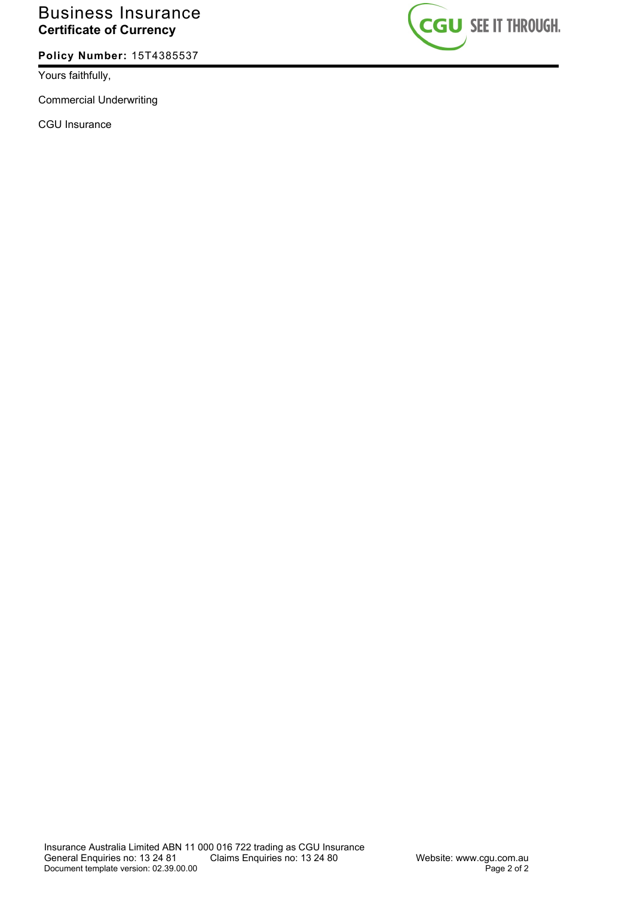Yours faithfully,

Commercial Underwriting

CGU Insurance